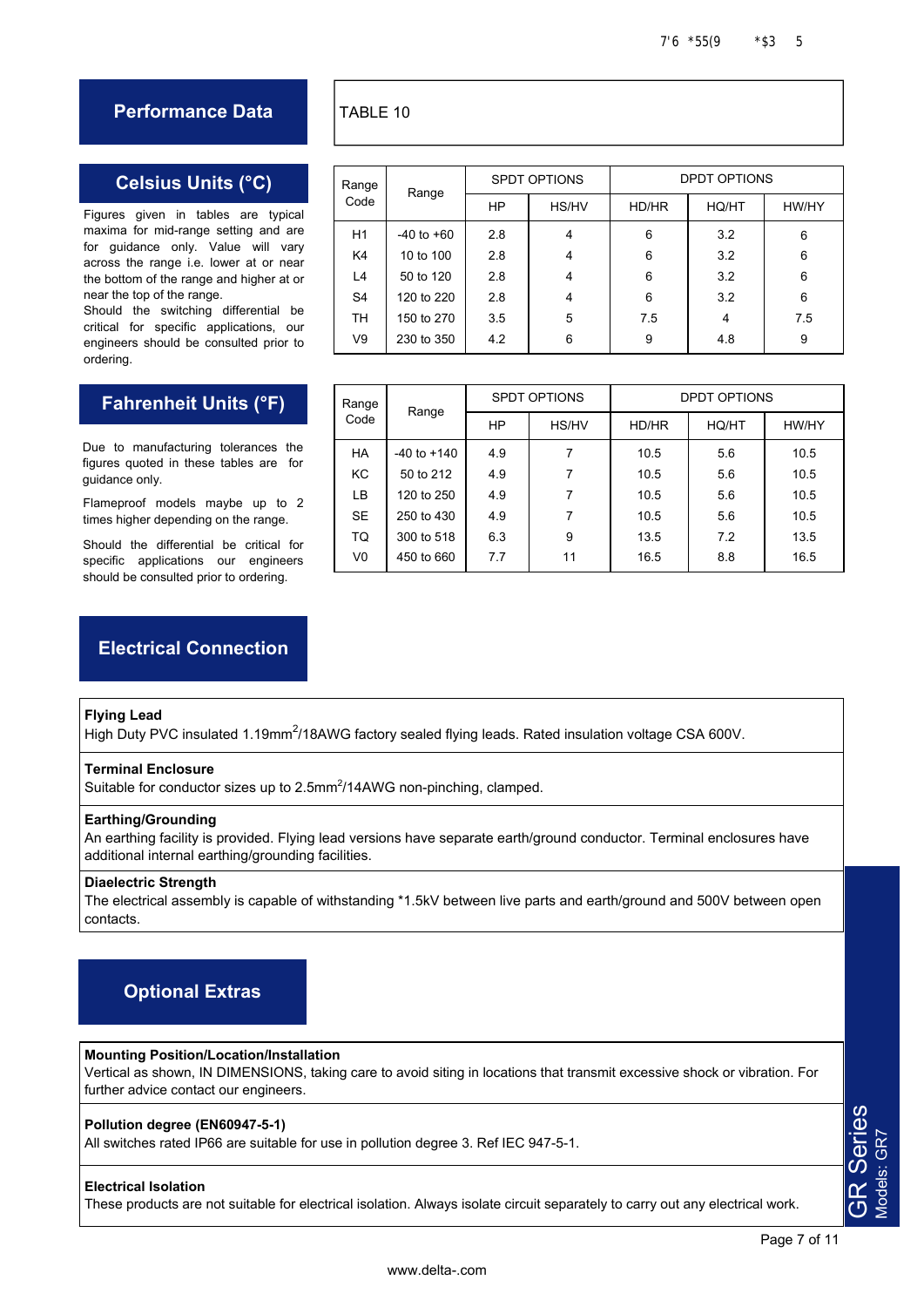## Performance Data

TABLE 10

### Celsius Units (°C)

Figures given in tables are typical maxima for mid-range setting and are for guidance only. Value will vary across the range i.e. lower at or near the bottom of the range and higher at or near the top of the range.
Should the switching differential be critical for specific applications, our engineers should be consulted prior to ordering.

| Range Code | Range | SPDT OPTIONS | | DPDT OPTIONS | | |
|---|---|---|---|---|---|---|
| | | HP | HS/HV | HD/HR | HQ/HT | HW/HY |
| H1 | -40 to +60 | 2.8 | 4 | 6 | 3.2 | 6 |
| K4 | 10 to 100 | 2.8 | 4 | 6 | 3.2 | 6 |
| L4 | 50 to 120 | 2.8 | 4 | 6 | 3.2 | 6 |
| S4 | 120 to 220 | 2.8 | 4 | 6 | 3.2 | 6 |
| TH | 150 to 270 | 3.5 | 5 | 7.5 | 4 | 7.5 |
| V9 | 230 to 350 | 4.2 | 6 | 9 | 4.8 | 9 |

### Fahrenheit Units (°F)

Due to manufacturing tolerances the figures quoted in these tables are for guidance only.

Flameproof models maybe up to 2 times higher depending on the range.

Should the differential be critical for specific applications our engineers should be consulted prior to ordering.

| Range Code | Range | SPDT OPTIONS | | DPDT OPTIONS | | |
|---|---|---|---|---|---|---|
| | | HP | HS/HV | HD/HR | HQ/HT | HW/HY |
| HA | -40 to +140 | 4.9 | 7 | 10.5 | 5.6 | 10.5 |
| KC | 50 to 212 | 4.9 | 7 | 10.5 | 5.6 | 10.5 |
| LB | 120 to 250 | 4.9 | 7 | 10.5 | 5.6 | 10.5 |
| SE | 250 to 430 | 4.9 | 7 | 10.5 | 5.6 | 10.5 |
| TQ | 300 to 518 | 6.3 | 9 | 13.5 | 7.2 | 13.5 |
| V0 | 450 to 660 | 7.7 | 11 | 16.5 | 8.8 | 16.5 |

## Electrical Connection

**Flying Lead**
High Duty PVC insulated 1.19mm$^2$/18AWG factory sealed flying leads. Rated insulation voltage CSA 600V.

**Terminal Enclosure**
Suitable for conductor sizes up to 2.5mm$^2$/14AWG non-pinching, clamped.

**Earthing/Grounding**
An earthing facility is provided. Flying lead versions have separate earth/ground conductor. Terminal enclosures have additional internal earthing/grounding facilities.

**Diaelectric Strength**
The electrical assembly is capable of withstanding *1.5kV between live parts and earth/ground and 500V between open contacts.

## Optional Extras

**Mounting Position/Location/Installation**
Vertical as shown, IN DIMENSIONS, taking care to avoid siting in locations that transmit excessive shock or vibration. For further advice contact our engineers.

**Pollution degree (EN60947-5-1)**
All switches rated IP66 are suitable for use in pollution degree 3. Ref IEC 947-5-1.

**Electrical Isolation**
These products are not suitable for electrical isolation. Always isolate circuit separately to carry out any electrical work.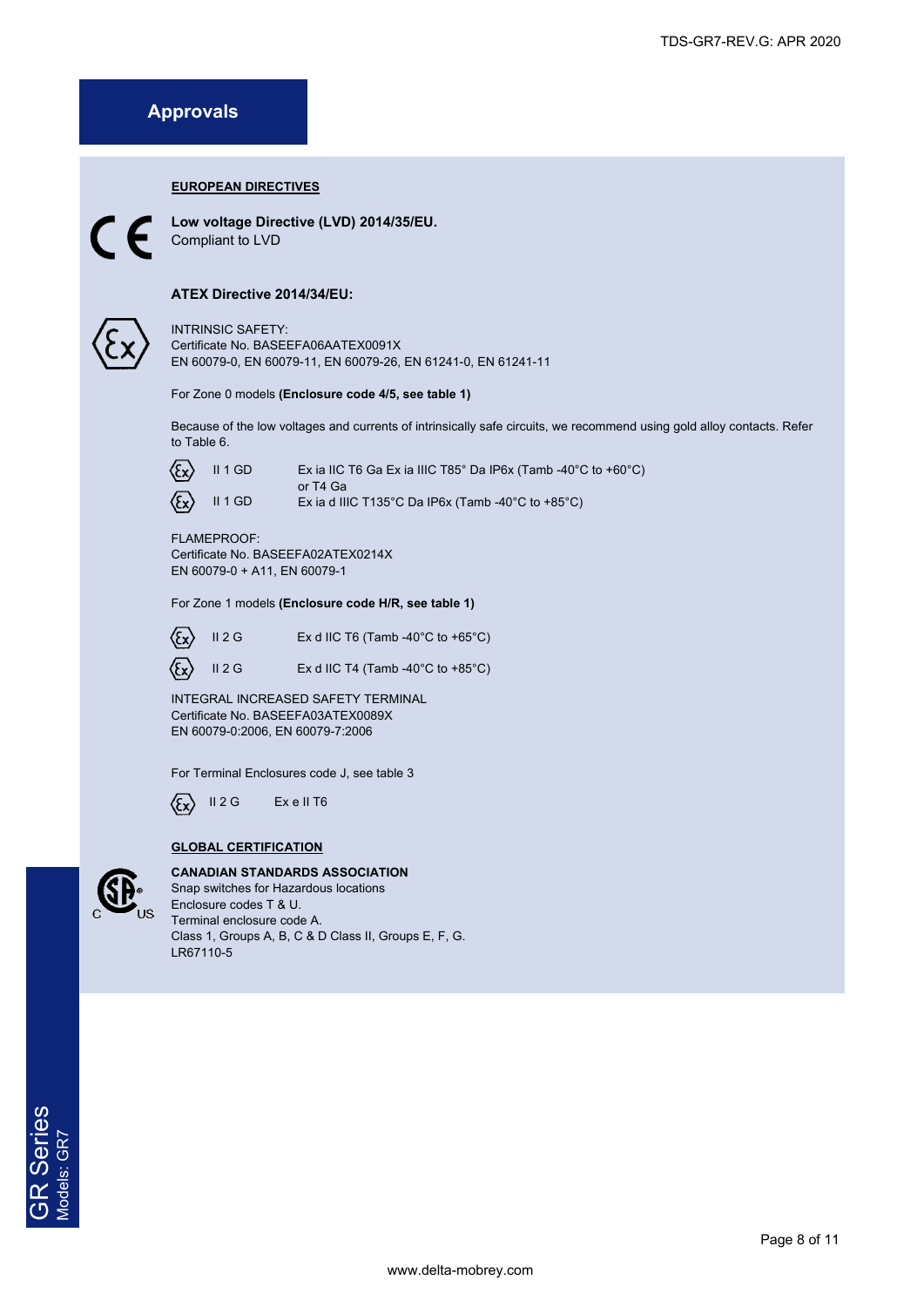## Approvals

### EUROPEAN DIRECTIVES

**Low voltage Directive (LVD) 2014/35/EU.**
Compliant to LVD

**ATEX Directive 2014/34/EU:**

INTRINSIC SAFETY:
Certificate No. BASEEFA06AATEX0091X
EN 60079-0, EN 60079-11, EN 60079-26, EN 61241-0, EN 61241-11

For Zone 0 models **(Enclosure code 4/5, see table 1)**

Because of the low voltages and currents of intrinsically safe circuits, we recommend using gold alloy contacts. Refer to Table 6.

| | | |
|---|---|---|
| Ex | II 1 GD | Ex ia IIC T6 Ga Ex ia IIIC T85° Da IP6x (Tamb -40°C to +60°C) or T4 Ga |
| Ex | II 1 GD | Ex ia d IIIC T135°C Da IP6x (Tamb -40°C to +85°C) |

FLAMEPROOF:
Certificate No. BASEEFA02ATEX0214X
EN 60079-0 + A11, EN 60079-1

For Zone 1 models **(Enclosure code H/R, see table 1)**

| | | |
|---|---|---|
| Ex | II 2 G | Ex d IIC T6 (Tamb -40°C to +65°C) |
| Ex | II 2 G | Ex d IIC T4 (Tamb -40°C to +85°C) |

INTEGRAL INCREASED SAFETY TERMINAL
Certificate No. BASEEFA03ATEX0089X
EN 60079-0:2006, EN 60079-7:2006

For Terminal Enclosures code J, see table 3

| | | |
|---|---|---|
| Ex | II 2 G | Ex e II T6 |

### GLOBAL CERTIFICATION

**CANADIAN STANDARDS ASSOCIATION**
Snap switches for Hazardous locations
Enclosure codes T & U.
Terminal enclosure code A.
Class 1, Groups A, B, C & D Class II, Groups E, F, G.
LR67110-5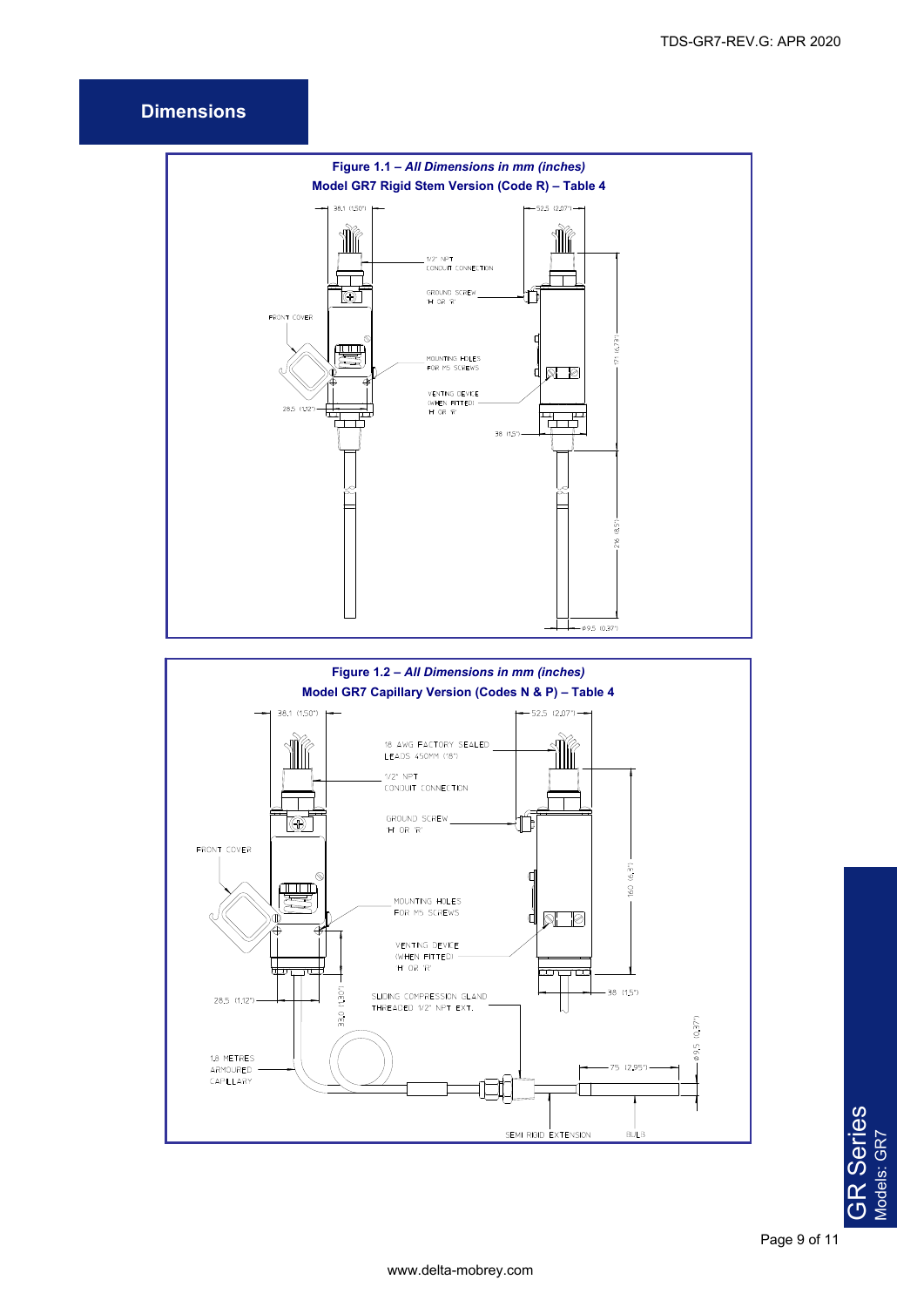## Dimensions

**Figure 1.1 – *All Dimensions in mm (inches)***
**Model GR7 Rigid Stem Version (Code R) – Table 4**

38,1 (1,50") 52,5 (2,07")

1/2" NPT CONDUIT CONNECTION

GROUND SCREW 'H' OR 'R'

FRONT COVER

MOUNTING HOLES FOR M5 SCREWS

VENTING DEVICE (WHEN FITTED) 'H' OR 'R'

28,5 (1,12") 38 (1,5") 171 (6,73") 216 (8,5") ø9,5 (0,37")

**Figure 1.2 – *All Dimensions in mm (inches)***
**Model GR7 Capillary Version (Codes N & P) – Table 4**

38,1 (1,50") 52,5 (2,07")

18 AWG FACTORY SEALED LEADS 450MM (18")

1/2" NPT CONDUIT CONNECTION

GROUND SCREW 'H' OR 'R'

FRONT COVER

MOUNTING HOLES FOR M5 SCREWS

VENTING DEVICE (WHEN FITTED) 'H' OR 'R'

160 (6,3") 38 (1,5") 33,0 (1,30")

28,5 (1,12")

SLIDING COMPRESSION GLAND THREADED 1/2" NPT EXT.

1,8 METRES ARMOURED CAPILLARY

75 (2,95") ø9,5 (0,37")

SEMI RIGID EXTENSION BULB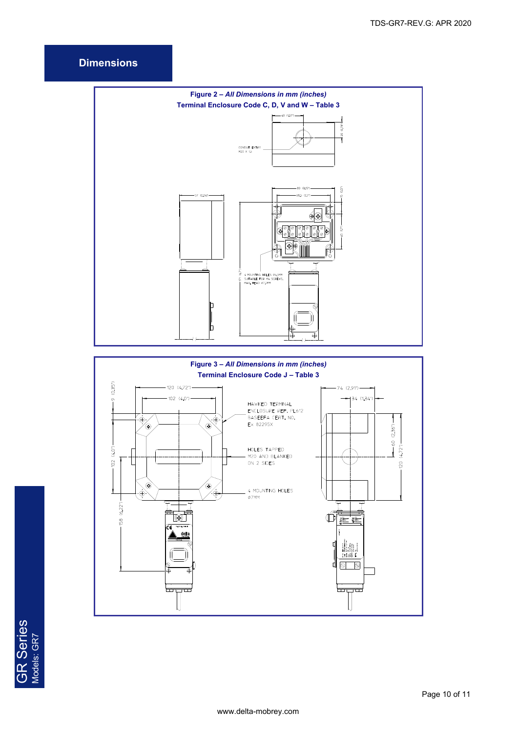## Dimensions

**Figure 2 – *All Dimensions in mm (inches)***
**Terminal Enclosure Code C, D, V and W – Table 3**

40 (1.57")

20 (0.78")

CONDUIT ENTRY M20 X 1.5

57 (2.24")

80 (3.15")

68.2 (2.7")

15 (0.57")

45 (1.77")

4 MOUNTING HOLES Ø4.3MM SUITABLE FOR M4 SCREWS. MAX. HEAD Ø7.0MM

**Figure 3 – *All Dimensions in mm (inches)***
**Terminal Enclosure Code J – Table 3**

120 (4.72")

102 (4.0")

9 (0.35")

102 (4.0")

158 (6.22")

HAWKE TERMINAL ENCLOSURE REF. PL612 BASEEFA CERT. NO. Ex 82295X

HOLES TAPPED M20 AND BLANKED ON 2 SIDES

4 MOUNTING HOLES Ø7MM

74 (2.91")

34 (1.34")

60 (2.36")

120 (4.72")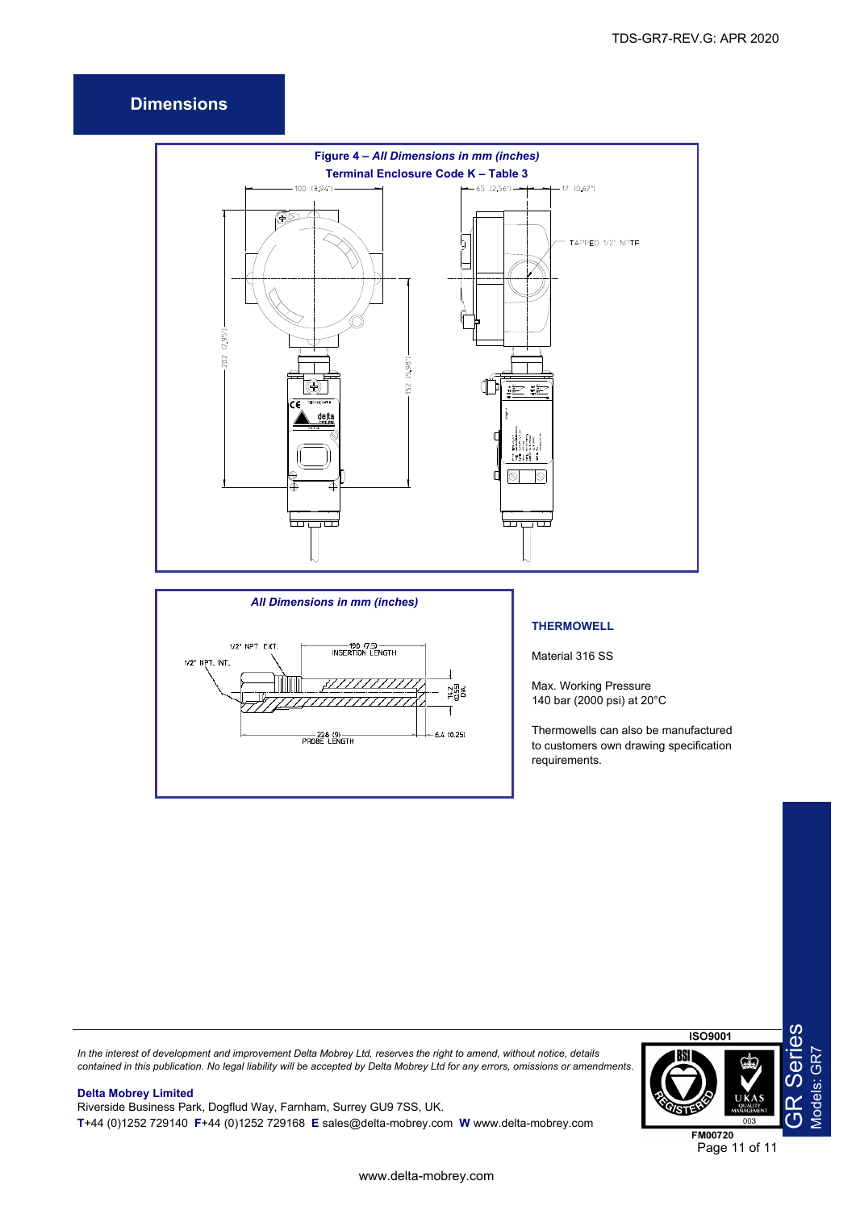## Dimensions

**Figure 4 – *All Dimensions in mm (inches)***

**Terminal Enclosure Code K – Table 3**

100 (3.94")

65 (2.56")

17 (0.67")

TAPPED 1/2" NPTF

202 (7.95")

152 (5.98")

*All Dimensions in mm (inches)*

1/2" NPT EXT.

1/2" NPT INT.

190 (7.5)
INSERTION LENGTH

14.2 (0.56) DIA.

228 (9)
PROBE LENGTH

6.4 (0.25)

**THERMOWELL**

Material 316 SS

Max. Working Pressure
140 bar (2000 psi) at 20°C

Thermowells can also be manufactured to customers own drawing specification requirements.

*In the interest of development and improvement Delta Mobrey Ltd, reserves the right to amend, without notice, details contained in this publication. No legal liability will be accepted by Delta Mobrey Ltd for any errors, omissions or amendments.*

**Delta Mobrey Limited**
Riverside Business Park, Dogflud Way, Farnham, Surrey GU9 7SS, UK.
**T**+44 (0)1252 729140 **F**+44 (0)1252 729168 **E** sales@delta-mobrey.com **W** www.delta-mobrey.com

ISO9001

FM00720